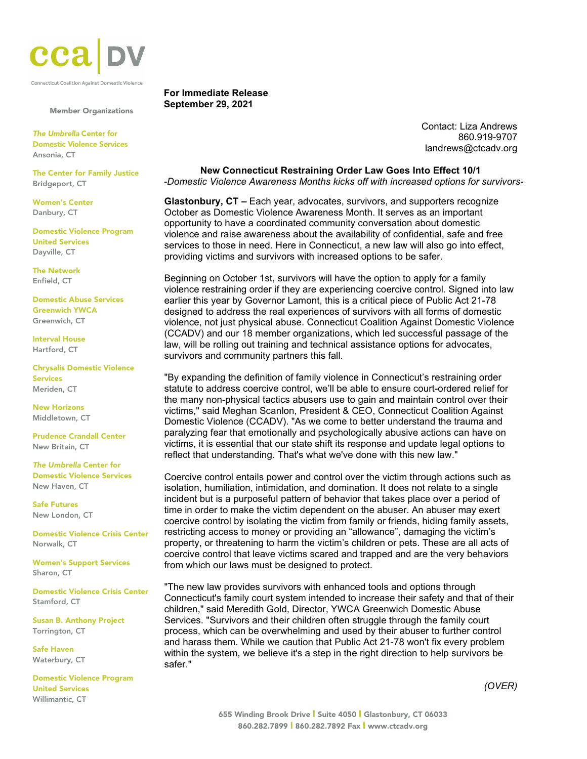cca | DV

Connecticut Coalition Against Domestic Violence

**Member Organizations**

*The Umbrella* Center for Domestic Violence Services
Ansonia, CT

The Center for Family Justice
Bridgeport, CT

Women's Center
Danbury, CT

Domestic Violence Program United Services
Dayville, CT

The Network
Enfield, CT

Domestic Abuse Services Greenwich YWCA
Greenwich, CT

Interval House
Hartford, CT

Chrysalis Domestic Violence Services
Meriden, CT

New Horizons
Middletown, CT

Prudence Crandall Center
New Britain, CT

*The Umbrella* Center for Domestic Violence Services
New Haven, CT

Safe Futures
New London, CT

Domestic Violence Crisis Center
Norwalk, CT

Women's Support Services
Sharon, CT

Domestic Violence Crisis Center
Stamford, CT

Susan B. Anthony Project
Torrington, CT

Safe Haven
Waterbury, CT

Domestic Violence Program United Services
Willimantic, CT

**For Immediate Release**
**September 29, 2021**

Contact: Liza Andrews
860.919-9707
landrews@ctcadv.org

## New Connecticut Restraining Order Law Goes Into Effect 10/1

*-Domestic Violence Awareness Months kicks off with increased options for survivors-*

**Glastonbury, CT –** Each year, advocates, survivors, and supporters recognize October as Domestic Violence Awareness Month. It serves as an important opportunity to have a coordinated community conversation about domestic violence and raise awareness about the availability of confidential, safe and free services to those in need. Here in Connecticut, a new law will also go into effect, providing victims and survivors with increased options to be safer.

Beginning on October 1st, survivors will have the option to apply for a family violence restraining order if they are experiencing coercive control. Signed into law earlier this year by Governor Lamont, this is a critical piece of Public Act 21-78 designed to address the real experiences of survivors with all forms of domestic violence, not just physical abuse. Connecticut Coalition Against Domestic Violence (CCADV) and our 18 member organizations, which led successful passage of the law, will be rolling out training and technical assistance options for advocates, survivors and community partners this fall.

"By expanding the definition of family violence in Connecticut's restraining order statute to address coercive control, we'll be able to ensure court-ordered relief for the many non-physical tactics abusers use to gain and maintain control over their victims," said Meghan Scanlon, President & CEO, Connecticut Coalition Against Domestic Violence (CCADV). "As we come to better understand the trauma and paralyzing fear that emotionally and psychologically abusive actions can have on victims, it is essential that our state shift its response and update legal options to reflect that understanding. That's what we've done with this new law."

Coercive control entails power and control over the victim through actions such as isolation, humiliation, intimidation, and domination. It does not relate to a single incident but is a purposeful pattern of behavior that takes place over a period of time in order to make the victim dependent on the abuser. An abuser may exert coercive control by isolating the victim from family or friends, hiding family assets, restricting access to money or providing an "allowance", damaging the victim's property, or threatening to harm the victim's children or pets. These are all acts of coercive control that leave victims scared and trapped and are the very behaviors from which our laws must be designed to protect.

"The new law provides survivors with enhanced tools and options through Connecticut's family court system intended to increase their safety and that of their children," said Meredith Gold, Director, YWCA Greenwich Domestic Abuse Services. "Survivors and their children often struggle through the family court process, which can be overwhelming and used by their abuser to further control and harass them. While we caution that Public Act 21-78 won't fix every problem within the system, we believe it's a step in the right direction to help survivors be safer."

*(OVER)*

655 Winding Brook Drive | Suite 4050 | Glastonbury, CT 06033
860.282.7899 | 860.282.7892 Fax | www.ctcadv.org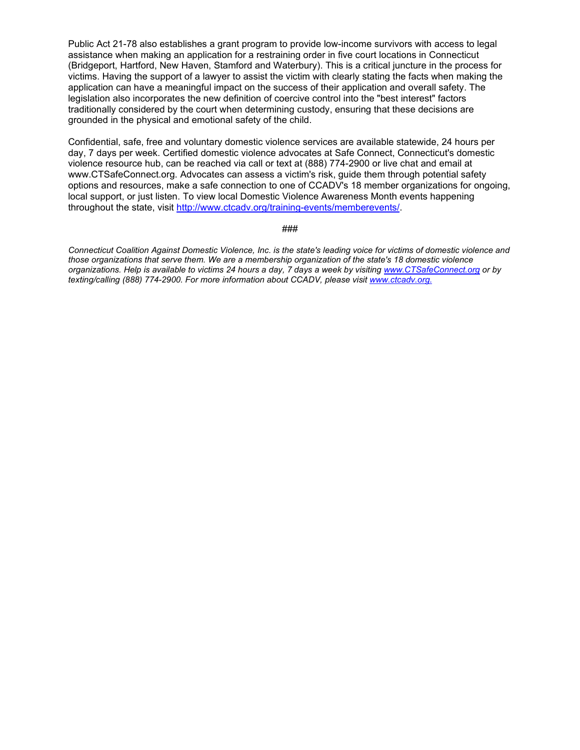Public Act 21-78 also establishes a grant program to provide low-income survivors with access to legal assistance when making an application for a restraining order in five court locations in Connecticut (Bridgeport, Hartford, New Haven, Stamford and Waterbury). This is a critical juncture in the process for victims. Having the support of a lawyer to assist the victim with clearly stating the facts when making the application can have a meaningful impact on the success of their application and overall safety. The legislation also incorporates the new definition of coercive control into the "best interest" factors traditionally considered by the court when determining custody, ensuring that these decisions are grounded in the physical and emotional safety of the child.

Confidential, safe, free and voluntary domestic violence services are available statewide, 24 hours per day, 7 days per week. Certified domestic violence advocates at Safe Connect, Connecticut's domestic violence resource hub, can be reached via call or text at (888) 774-2900 or live chat and email at www.CTSafeConnect.org. Advocates can assess a victim's risk, guide them through potential safety options and resources, make a safe connection to one of CCADV's 18 member organizations for ongoing, local support, or just listen. To view local Domestic Violence Awareness Month events happening throughout the state, visit [http://www.ctcadv.org/training-events/memberevents/](http://www.ctcadv.org/training-events/memberevents/).

###

*Connecticut Coalition Against Domestic Violence, Inc. is the state's leading voice for victims of domestic violence and those organizations that serve them. We are a membership organization of the state's 18 domestic violence organizations. Help is available to victims 24 hours a day, 7 days a week by visiting [www.CTSafeConnect.org](http://www.CTSafeConnect.org) or by texting/calling (888) 774-2900. For more information about CCADV, please visit [www.ctcadv.org.](http://www.ctcadv.org)*